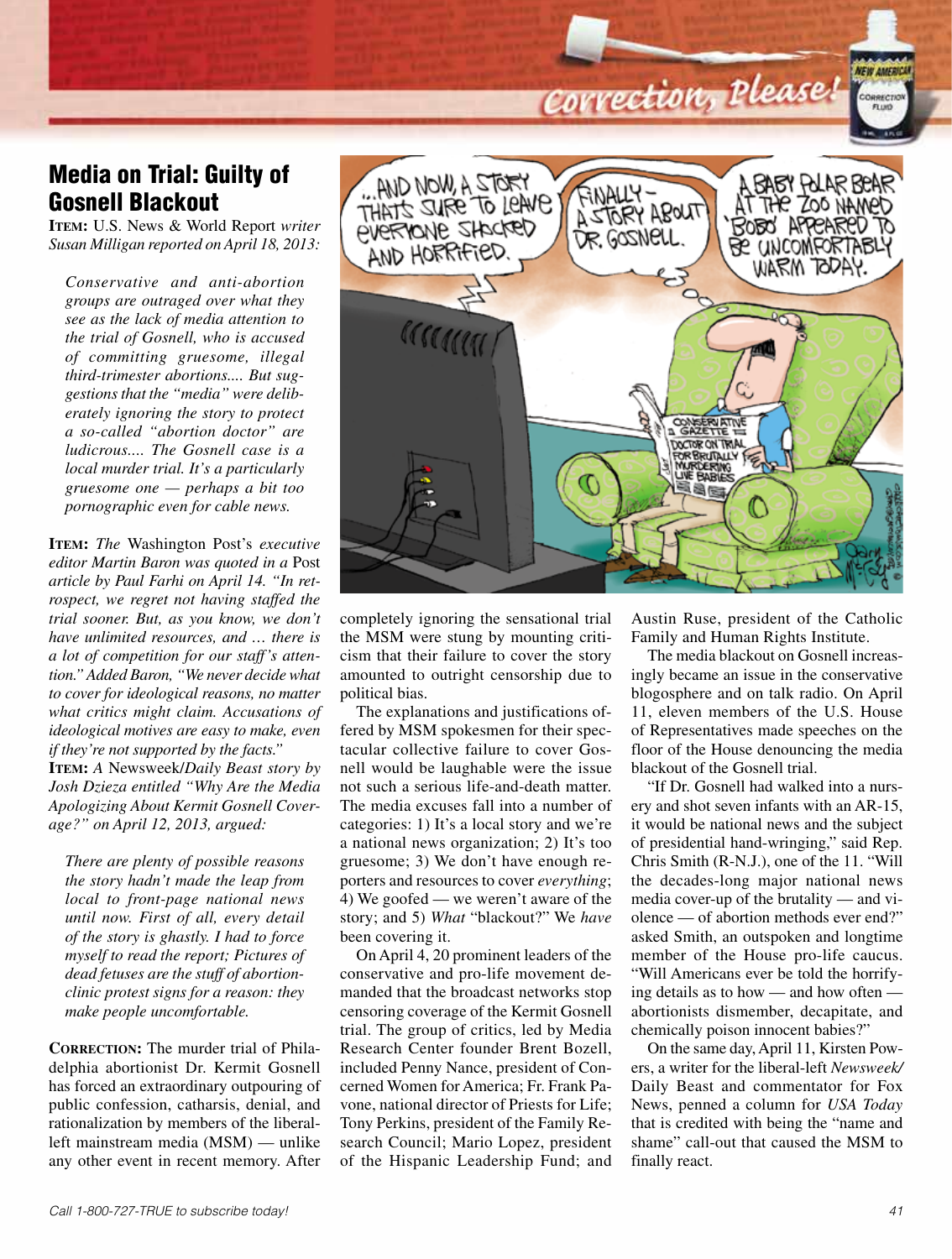# Media on Trial: Guilty of Gosnell Blackout

**ITEM:** U.S. News & World Report *writer Susan Milligan reported on April 18, 2013:*

> *Conservative and anti-abortion groups are outraged over what they see as the lack of media attention to the trial of Gosnell, who is accused of committing gruesome, illegal third-trimester abortions.... But suggestions that the "media" were deliberately ignoring the story to protect a so-called "abortion doctor" are ludicrous.... The Gosnell case is a local murder trial. It's a particularly gruesome one — perhaps a bit too pornographic even for cable news.*

**ITEM:** *The* Washington Post*'s executive editor Martin Baron was quoted in a* Post *article by Paul Farhi on April 14. "In retrospect, we regret not having staffed the trial sooner. But, as you know, we don't have unlimited resources, and … there is a lot of competition for our staff's attention." Added Baron, "We never decide what to cover for ideological reasons, no matter what critics might claim. Accusations of ideological motives are easy to make, even if they're not supported by the facts."*

**ITEM:** *A* Newsweek/Daily Beast *story by Josh Dzieza entitled "Why Are the Media Apologizing About Kermit Gosnell Coverage?" on April 12, 2013, argued:*

> *There are plenty of possible reasons the story hadn't made the leap from local to front-page national news until now. First of all, every detail of the story is ghastly. I had to force myself to read the report; Pictures of dead fetuses are the stuff of abortion-clinic protest signs for a reason: they make people uncomfortable.*

**CORRECTION:** The murder trial of Philadelphia abortionist Dr. Kermit Gosnell has forced an extraordinary outpouring of public confession, catharsis, denial, and rationalization by members of the liberal-left mainstream media (MSM) — unlike any other event in recent memory. After completely ignoring the sensational trial the MSM were stung by mounting criticism that their failure to cover the story amounted to outright censorship due to political bias.

The explanations and justifications offered by MSM spokesmen for their spectacular collective failure to cover Gosnell would be laughable were the issue not such a serious life-and-death matter. The media excuses fall into a number of categories: 1) It's a local story and we're a national news organization; 2) It's too gruesome; 3) We don't have enough reporters and resources to cover *everything*; 4) We goofed — we weren't aware of the story; and 5) *What* "blackout?" We *have* been covering it.

On April 4, 20 prominent leaders of the conservative and pro-life movement demanded that the broadcast networks stop censoring coverage of the Kermit Gosnell trial. The group of critics, led by Media Research Center founder Brent Bozell, included Penny Nance, president of Concerned Women for America; Fr. Frank Pavone, national director of Priests for Life; Tony Perkins, president of the Family Research Council; Mario Lopez, president of the Hispanic Leadership Fund; and Austin Ruse, president of the Catholic Family and Human Rights Institute.

The media blackout on Gosnell increasingly became an issue in the conservative blogosphere and on talk radio. On April 11, eleven members of the U.S. House of Representatives made speeches on the floor of the House denouncing the media blackout of the Gosnell trial.

"If Dr. Gosnell had walked into a nursery and shot seven infants with an AR-15, it would be national news and the subject of presidential hand-wringing," said Rep. Chris Smith (R-N.J.), one of the 11. "Will the decades-long major national news media cover-up of the brutality — and violence — of abortion methods ever end?" asked Smith, an outspoken and longtime member of the House pro-life caucus. "Will Americans ever be told the horrifying details as to how — and how often — abortionists dismember, decapitate, and chemically poison innocent babies?"

On the same day, April 11, Kirsten Powers, a writer for the liberal-left *Newsweek/* Daily Beast and commentator for Fox News, penned a column for *USA Today* that is credited with being the "name and shame" call-out that caused the MSM to finally react.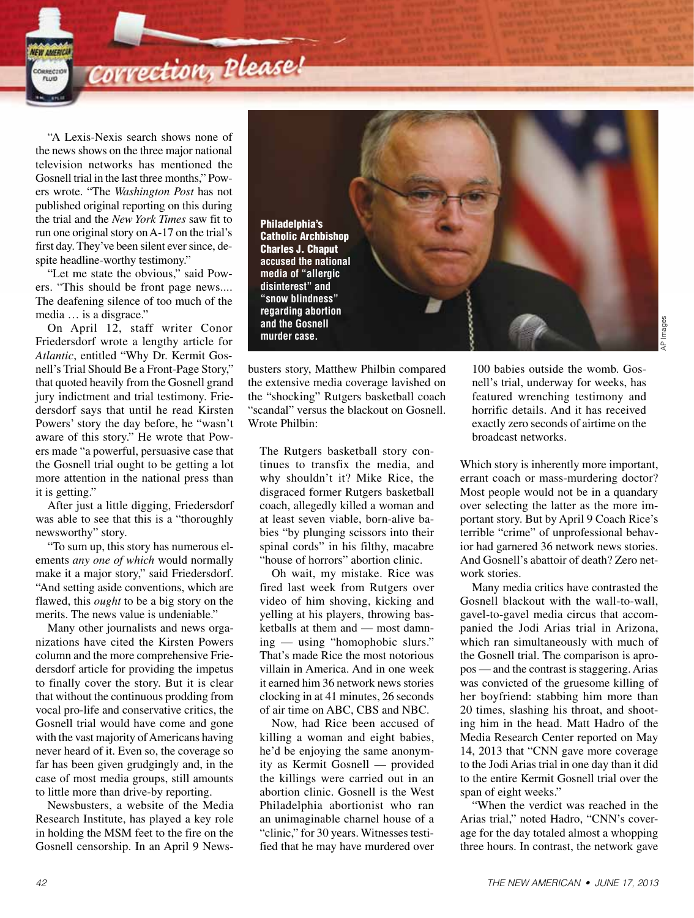"A Lexis-Nexis search shows none of the news shows on the three major national television networks has mentioned the Gosnell trial in the last three months," Powers wrote. "The *Washington Post* has not published original reporting on this during the trial and the *New York Times* saw fit to run one original story on A-17 on the trial's first day. They've been silent ever since, despite headline-worthy testimony."

"Let me state the obvious," said Powers. "This should be front page news.... The deafening silence of too much of the media … is a disgrace."

On April 12, staff writer Conor Friedersdorf wrote a lengthy article for *Atlantic*, entitled "Why Dr. Kermit Gosnell's Trial Should Be a Front-Page Story," that quoted heavily from the Gosnell grand jury indictment and trial testimony. Friedersdorf says that until he read Kirsten Powers' story the day before, he "wasn't aware of this story." He wrote that Powers made "a powerful, persuasive case that the Gosnell trial ought to be getting a lot more attention in the national press than it is getting."

After just a little digging, Friedersdorf was able to see that this is a "thoroughly newsworthy" story.

"To sum up, this story has numerous elements *any one of which* would normally make it a major story," said Friedersdorf. "And setting aside conventions, which are flawed, this *ought* to be a big story on the merits. The news value is undeniable."

Many other journalists and news organizations have cited the Kirsten Powers column and the more comprehensive Friedersdorf article for providing the impetus to finally cover the story. But it is clear that without the continuous prodding from vocal pro-life and conservative critics, the Gosnell trial would have come and gone with the vast majority of Americans having never heard of it. Even so, the coverage so far has been given grudgingly and, in the case of most media groups, still amounts to little more than drive-by reporting.

Newsbusters, a website of the Media Research Institute, has played a key role in holding the MSM feet to the fire on the Gosnell censorship. In an April 9 Newsbusters story, Matthew Philbin compared the extensive media coverage lavished on the "shocking" Rutgers basketball coach "scandal" versus the blackout on Gosnell. Wrote Philbin:

> The Rutgers basketball story continues to transfix the media, and why shouldn't it? Mike Rice, the disgraced former Rutgers basketball coach, allegedly killed a woman and at least seven viable, born-alive babies "by plunging scissors into their spinal cords" in his filthy, macabre "house of horrors" abortion clinic.
>
> Oh wait, my mistake. Rice was fired last week from Rutgers over video of him shoving, kicking and yelling at his players, throwing basketballs at them and — most damning — using "homophobic slurs." That's made Rice the most notorious villain in America. And in one week it earned him 36 network news stories clocking in at 41 minutes, 26 seconds of air time on ABC, CBS and NBC.
>
> Now, had Rice been accused of killing a woman and eight babies, he'd be enjoying the same anonymity as Kermit Gosnell — provided the killings were carried out in an abortion clinic. Gosnell is the West Philadelphia abortionist who ran an unimaginable charnel house of a "clinic," for 30 years. Witnesses testified that he may have murdered over 100 babies outside the womb. Gosnell's trial, underway for weeks, has featured wrenching testimony and horrific details. And it has received exactly zero seconds of airtime on the broadcast networks.

Philadelphia's Catholic Archbishop Charles J. Chaput accused the national media of "allergic disinterest" and "snow blindness" regarding abortion and the Gosnell murder case.

Which story is inherently more important, errant coach or mass-murdering doctor? Most people would not be in a quandary over selecting the latter as the more important story. But by April 9 Coach Rice's terrible "crime" of unprofessional behavior had garnered 36 network news stories. And Gosnell's abattoir of death? Zero network stories.

Many media critics have contrasted the Gosnell blackout with the wall-to-wall, gavel-to-gavel media circus that accompanied the Jodi Arias trial in Arizona, which ran simultaneously with much of the Gosnell trial. The comparison is apropos — and the contrast is staggering. Arias was convicted of the gruesome killing of her boyfriend: stabbing him more than 20 times, slashing his throat, and shooting him in the head. Matt Hadro of the Media Research Center reported on May 14, 2013 that "CNN gave more coverage to the Jodi Arias trial in one day than it did to the entire Kermit Gosnell trial over the span of eight weeks."

"When the verdict was reached in the Arias trial," noted Hadro, "CNN's coverage for the day totaled almost a whopping three hours. In contrast, the network gave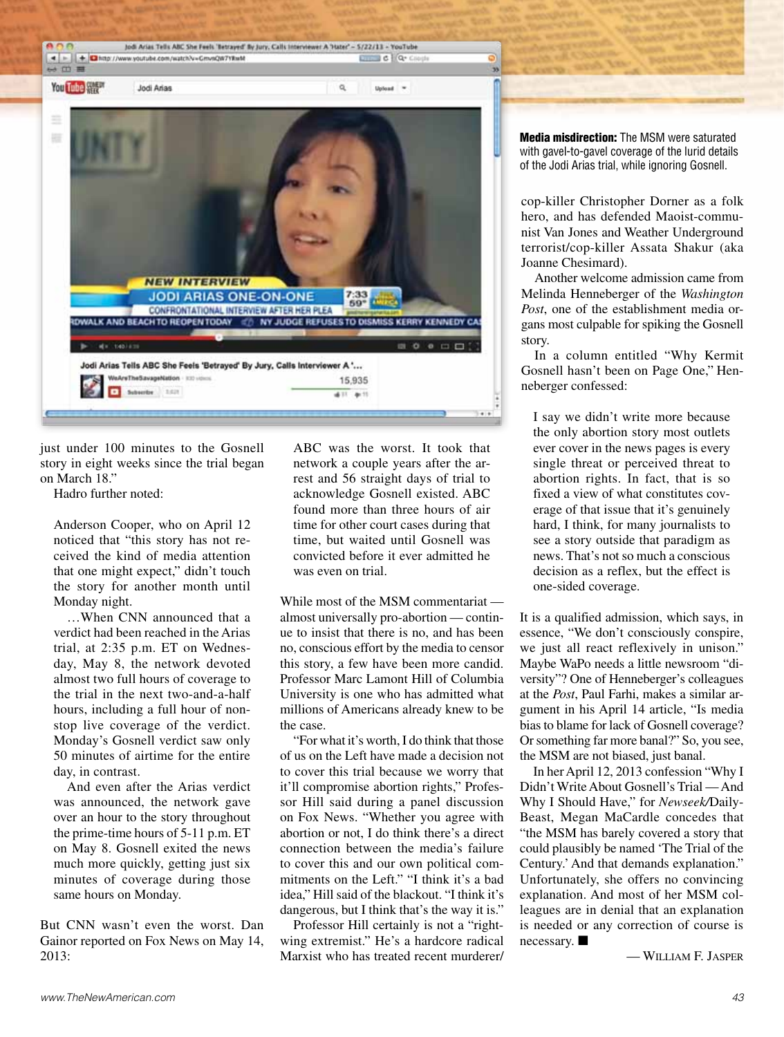**Media misdirection:** The MSM were saturated with gavel-to-gavel coverage of the lurid details of the Jodi Arias trial, while ignoring Gosnell.

just under 100 minutes to the Gosnell story in eight weeks since the trial began on March 18."

Hadro further noted:

> Anderson Cooper, who on April 12 noticed that "this story has not received the kind of media attention that one might expect," didn't touch the story for another month until Monday night.
>
> …When CNN announced that a verdict had been reached in the Arias trial, at 2:35 p.m. ET on Wednesday, May 8, the network devoted almost two full hours of coverage to the trial in the next two-and-a-half hours, including a full hour of non-stop live coverage of the verdict. Monday's Gosnell verdict saw only 50 minutes of airtime for the entire day, in contrast.
>
> And even after the Arias verdict was announced, the network gave over an hour to the story throughout the prime-time hours of 5-11 p.m. ET on May 8. Gosnell exited the news much more quickly, getting just six minutes of coverage during those same hours on Monday.

But CNN wasn't even the worst. Dan Gainor reported on Fox News on May 14, 2013:

> ABC was the worst. It took that network a couple years after the arrest and 56 straight days of trial to acknowledge Gosnell existed. ABC found more than three hours of air time for other court cases during that time, but waited until Gosnell was convicted before it ever admitted he was even on trial.

While most of the MSM commentariat — almost universally pro-abortion — continue to insist that there is no, and has been no, conscious effort by the media to censor this story, a few have been more candid. Professor Marc Lamont Hill of Columbia University is one who has admitted what millions of Americans already knew to be the case.

"For what it's worth, I do think that those of us on the Left have made a decision not to cover this trial because we worry that it'll compromise abortion rights," Professor Hill said during a panel discussion on Fox News. "Whether you agree with abortion or not, I do think there's a direct connection between the media's failure to cover this and our own political commitments on the Left." "I think it's a bad idea," Hill said of the blackout. "I think it's dangerous, but I think that's the way it is."

Professor Hill certainly is not a "right-wing extremist." He's a hardcore radical Marxist who has treated recent murderer/cop-killer Christopher Dorner as a folk hero, and has defended Maoist-communist Van Jones and Weather Underground terrorist/cop-killer Assata Shakur (aka Joanne Chesimard).

Another welcome admission came from Melinda Henneberger of the *Washington Post*, one of the establishment media organs most culpable for spiking the Gosnell story.

In a column entitled "Why Kermit Gosnell hasn't been on Page One," Henneberger confessed:

> I say we didn't write more because the only abortion story most outlets ever cover in the news pages is every single threat or perceived threat to abortion rights. In fact, that is so fixed a view of what constitutes coverage of that issue that it's genuinely hard, I think, for many journalists to see a story outside that paradigm as news. That's not so much a conscious decision as a reflex, but the effect is one-sided coverage.

It is a qualified admission, which says, in essence, "We don't consciously conspire, we just all react reflexively in unison." Maybe WaPo needs a little newsroom "diversity"? One of Henneberger's colleagues at the *Post*, Paul Farhi, makes a similar argument in his April 14 article, "Is media bias to blame for lack of Gosnell coverage? Or something far more banal?" So, you see, the MSM are not biased, just banal.

In her April 12, 2013 confession "Why I Didn't Write About Gosnell's Trial — And Why I Should Have," for *Newseek/*Daily-Beast, Megan MaCardle concedes that "the MSM has barely covered a story that could plausibly be named 'The Trial of the Century.' And that demands explanation." Unfortunately, she offers no convincing explanation. And most of her MSM colleagues are in denial that an explanation is needed or any correction of course is necessary. ■

— William F. Jasper